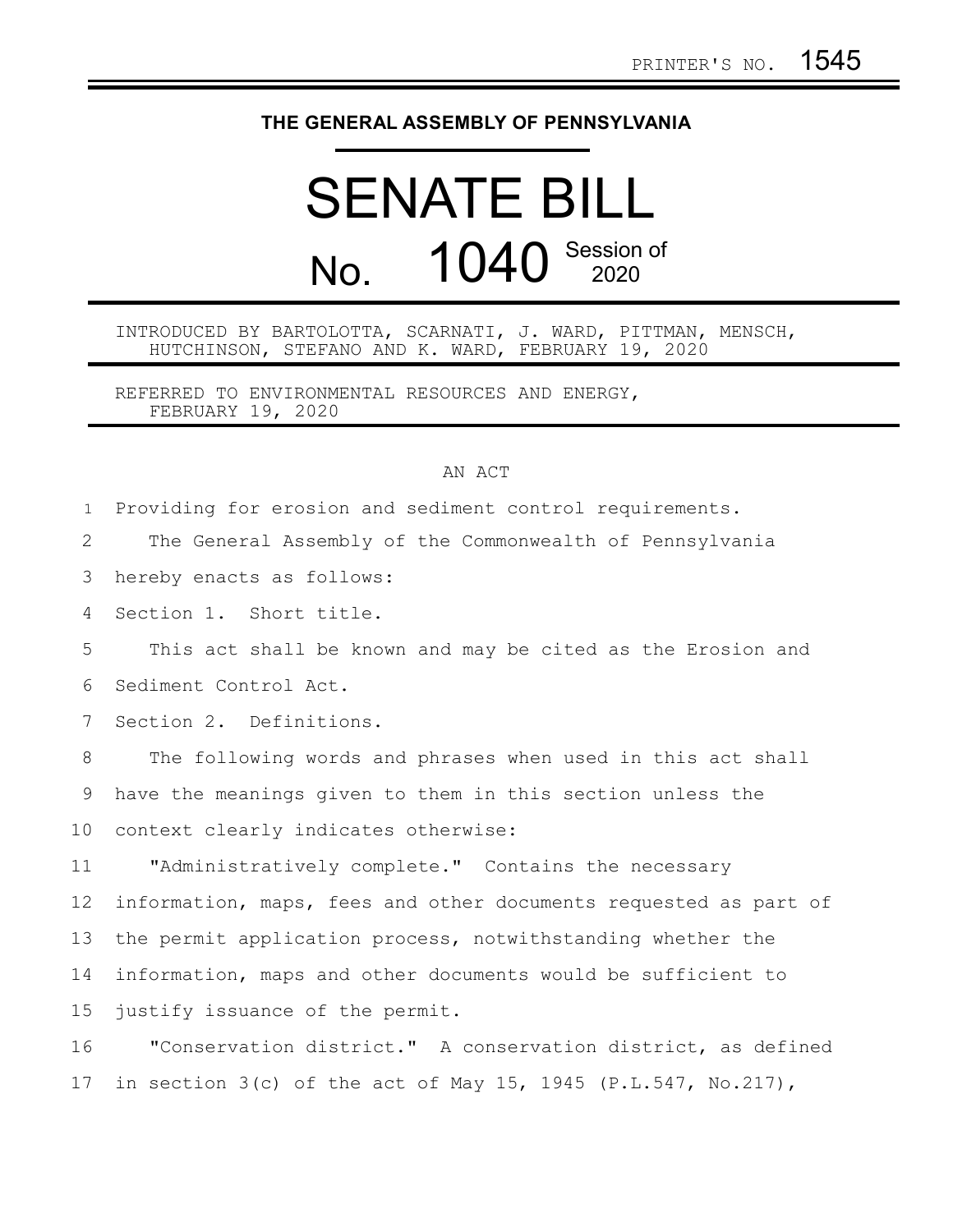PRINTER'S NO. 1545

# THE GENERAL ASSEMBLY OF PENNSYLVANIA

# SENATE BILL

## No. 1040 Session of 2020

INTRODUCED BY BARTOLOTTA, SCARNATI, J. WARD, PITTMAN, MENSCH, HUTCHINSON, STEFANO AND K. WARD, FEBRUARY 19, 2020

REFERRED TO ENVIRONMENTAL RESOURCES AND ENERGY, FEBRUARY 19, 2020

AN ACT

Providing for erosion and sediment control requirements.

The General Assembly of the Commonwealth of Pennsylvania hereby enacts as follows:

Section 1. Short title.

This act shall be known and may be cited as the Erosion and Sediment Control Act.

Section 2. Definitions.

The following words and phrases when used in this act shall have the meanings given to them in this section unless the context clearly indicates otherwise:

"Administratively complete." Contains the necessary information, maps, fees and other documents requested as part of the permit application process, notwithstanding whether the information, maps and other documents would be sufficient to justify issuance of the permit.

"Conservation district." A conservation district, as defined in section 3(c) of the act of May 15, 1945 (P.L.547, No.217),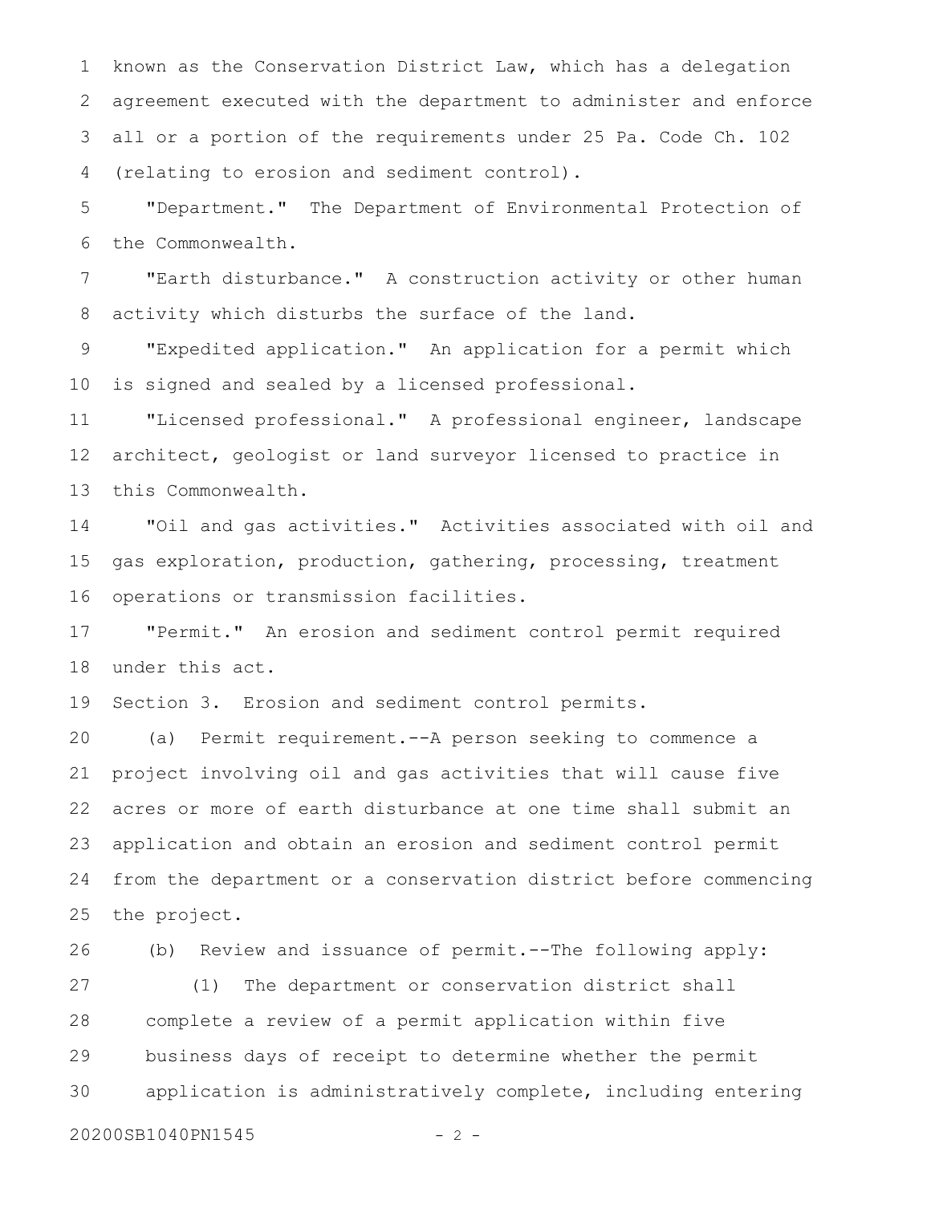known as the Conservation District Law, which has a delegation agreement executed with the department to administer and enforce all or a portion of the requirements under 25 Pa. Code Ch. 102 (relating to erosion and sediment control).

"Department." The Department of Environmental Protection of the Commonwealth.

"Earth disturbance." A construction activity or other human activity which disturbs the surface of the land.

"Expedited application." An application for a permit which is signed and sealed by a licensed professional.

"Licensed professional." A professional engineer, landscape architect, geologist or land surveyor licensed to practice in this Commonwealth.

"Oil and gas activities." Activities associated with oil and gas exploration, production, gathering, processing, treatment operations or transmission facilities.

"Permit." An erosion and sediment control permit required under this act.

Section 3. Erosion and sediment control permits.

(a) Permit requirement.--A person seeking to commence a project involving oil and gas activities that will cause five acres or more of earth disturbance at one time shall submit an application and obtain an erosion and sediment control permit from the department or a conservation district before commencing the project.

(b) Review and issuance of permit.--The following apply:

(1) The department or conservation district shall complete a review of a permit application within five business days of receipt to determine whether the permit application is administratively complete, including entering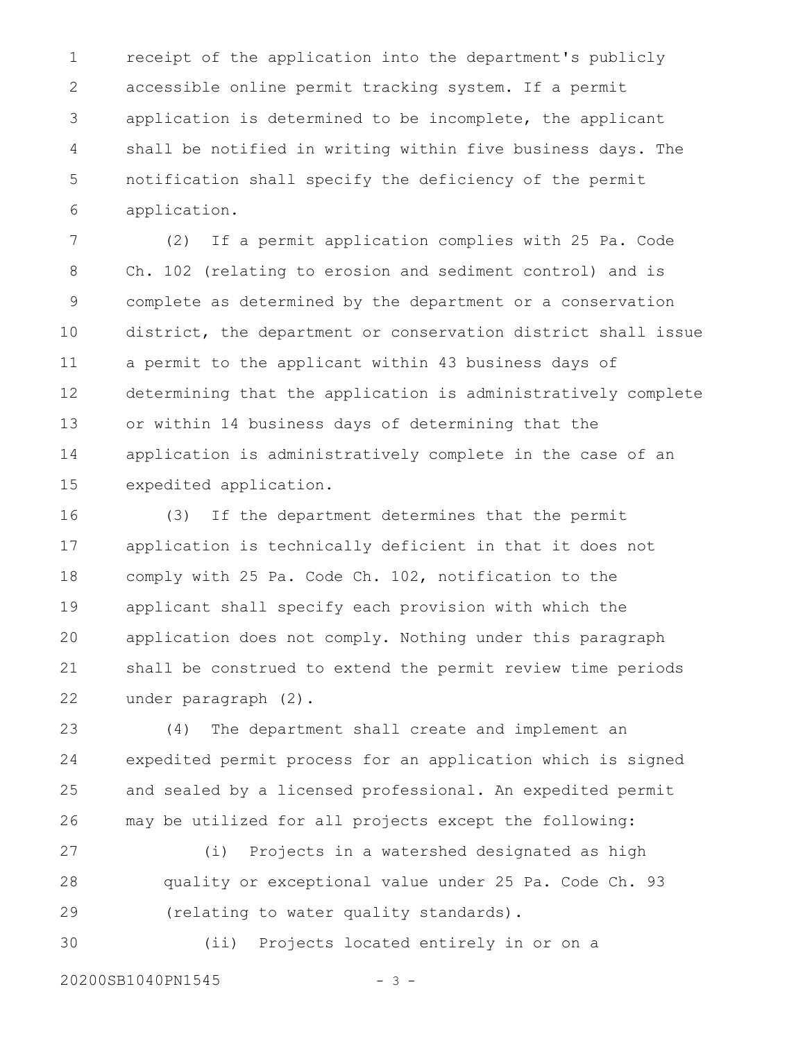receipt of the application into the department's publicly accessible online permit tracking system. If a permit application is determined to be incomplete, the applicant shall be notified in writing within five business days. The notification shall specify the deficiency of the permit application.

(2) If a permit application complies with 25 Pa. Code Ch. 102 (relating to erosion and sediment control) and is complete as determined by the department or a conservation district, the department or conservation district shall issue a permit to the applicant within 43 business days of determining that the application is administratively complete or within 14 business days of determining that the application is administratively complete in the case of an expedited application.

(3) If the department determines that the permit application is technically deficient in that it does not comply with 25 Pa. Code Ch. 102, notification to the applicant shall specify each provision with which the application does not comply. Nothing under this paragraph shall be construed to extend the permit review time periods under paragraph (2).

(4) The department shall create and implement an expedited permit process for an application which is signed and sealed by a licensed professional. An expedited permit may be utilized for all projects except the following:

(i) Projects in a watershed designated as high quality or exceptional value under 25 Pa. Code Ch. 93 (relating to water quality standards).

(ii) Projects located entirely in or on a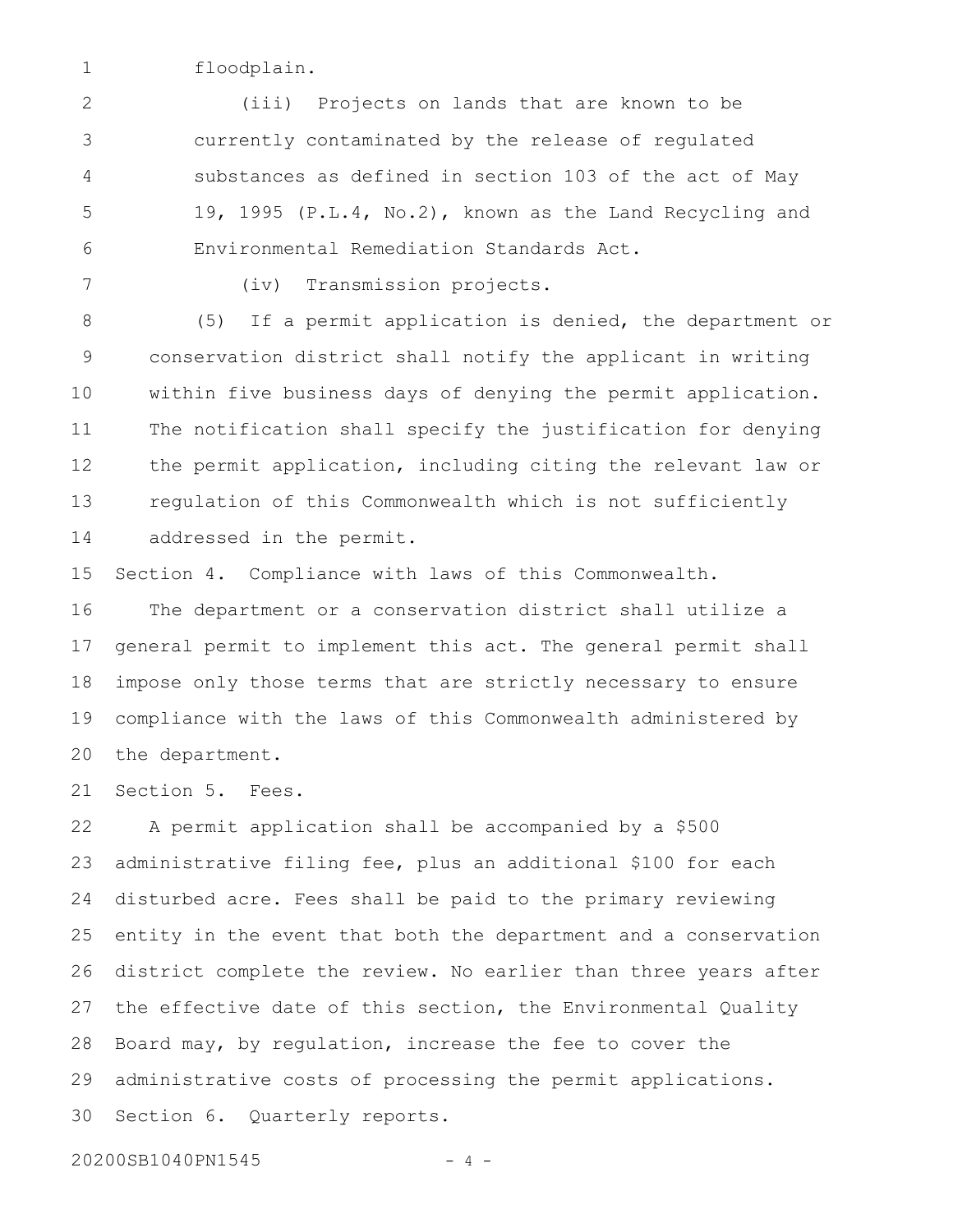floodplain.

(iii) Projects on lands that are known to be currently contaminated by the release of regulated substances as defined in section 103 of the act of May 19, 1995 (P.L.4, No.2), known as the Land Recycling and Environmental Remediation Standards Act.

(iv) Transmission projects.

(5) If a permit application is denied, the department or conservation district shall notify the applicant in writing within five business days of denying the permit application. The notification shall specify the justification for denying the permit application, including citing the relevant law or regulation of this Commonwealth which is not sufficiently addressed in the permit.

Section 4. Compliance with laws of this Commonwealth.

The department or a conservation district shall utilize a general permit to implement this act. The general permit shall impose only those terms that are strictly necessary to ensure compliance with the laws of this Commonwealth administered by the department.

Section 5. Fees.

A permit application shall be accompanied by a $500 administrative filing fee, plus an additional $100 for each disturbed acre. Fees shall be paid to the primary reviewing entity in the event that both the department and a conservation district complete the review. No earlier than three years after the effective date of this section, the Environmental Quality Board may, by regulation, increase the fee to cover the administrative costs of processing the permit applications.

Section 6. Quarterly reports.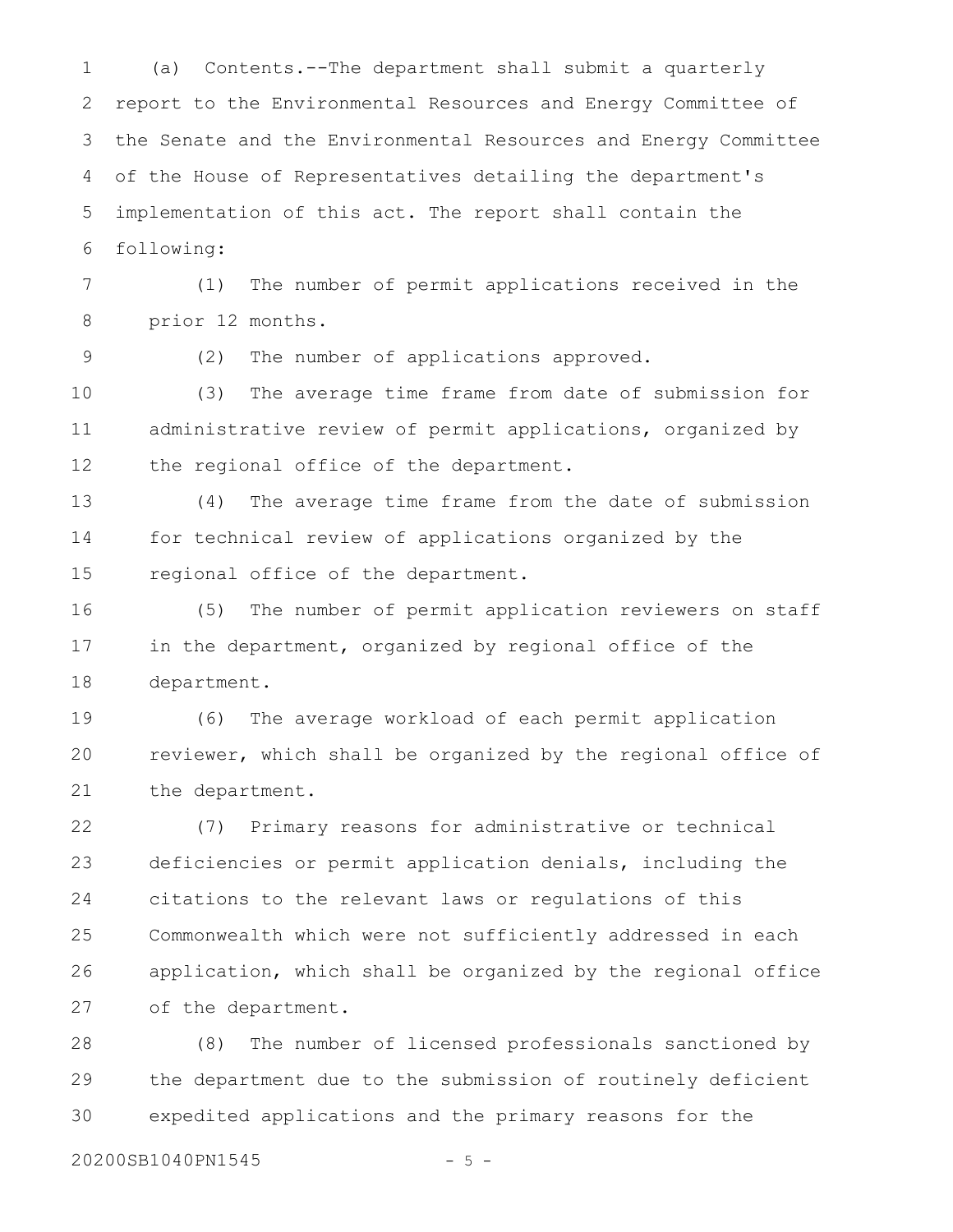(a) Contents.--The department shall submit a quarterly report to the Environmental Resources and Energy Committee of the Senate and the Environmental Resources and Energy Committee of the House of Representatives detailing the department's implementation of this act. The report shall contain the following:

(1) The number of permit applications received in the prior 12 months.

(2) The number of applications approved.

(3) The average time frame from date of submission for administrative review of permit applications, organized by the regional office of the department.

(4) The average time frame from the date of submission for technical review of applications organized by the regional office of the department.

(5) The number of permit application reviewers on staff in the department, organized by regional office of the department.

(6) The average workload of each permit application reviewer, which shall be organized by the regional office of the department.

(7) Primary reasons for administrative or technical deficiencies or permit application denials, including the citations to the relevant laws or regulations of this Commonwealth which were not sufficiently addressed in each application, which shall be organized by the regional office of the department.

(8) The number of licensed professionals sanctioned by the department due to the submission of routinely deficient expedited applications and the primary reasons for the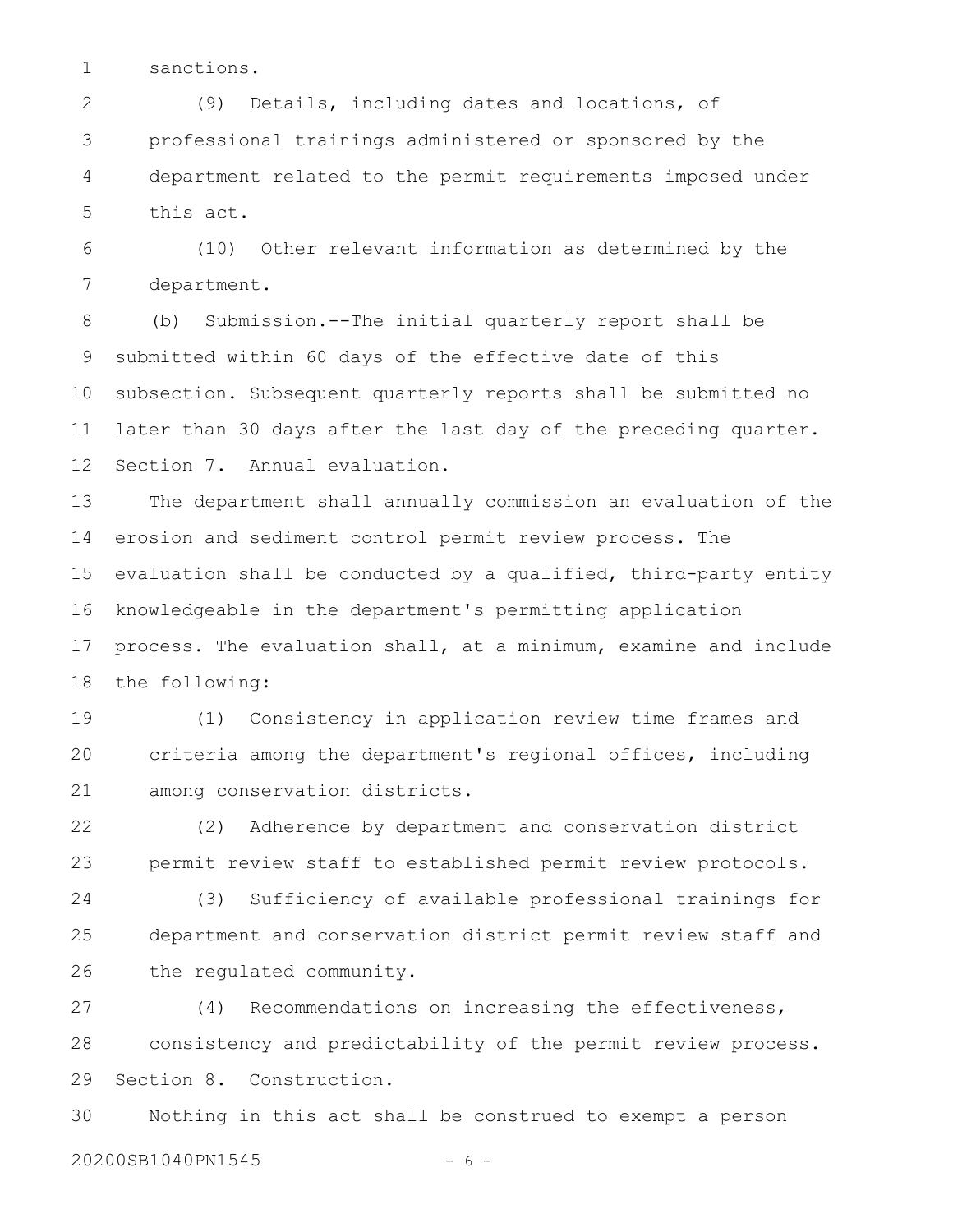sanctions.

(9) Details, including dates and locations, of professional trainings administered or sponsored by the department related to the permit requirements imposed under this act.

(10) Other relevant information as determined by the department.

(b) Submission.--The initial quarterly report shall be submitted within 60 days of the effective date of this subsection. Subsequent quarterly reports shall be submitted no later than 30 days after the last day of the preceding quarter.

Section 7. Annual evaluation.

The department shall annually commission an evaluation of the erosion and sediment control permit review process. The evaluation shall be conducted by a qualified, third-party entity knowledgeable in the department's permitting application process. The evaluation shall, at a minimum, examine and include the following:

(1) Consistency in application review time frames and criteria among the department's regional offices, including among conservation districts.

(2) Adherence by department and conservation district permit review staff to established permit review protocols.

(3) Sufficiency of available professional trainings for department and conservation district permit review staff and the regulated community.

(4) Recommendations on increasing the effectiveness, consistency and predictability of the permit review process.

Section 8. Construction.

Nothing in this act shall be construed to exempt a person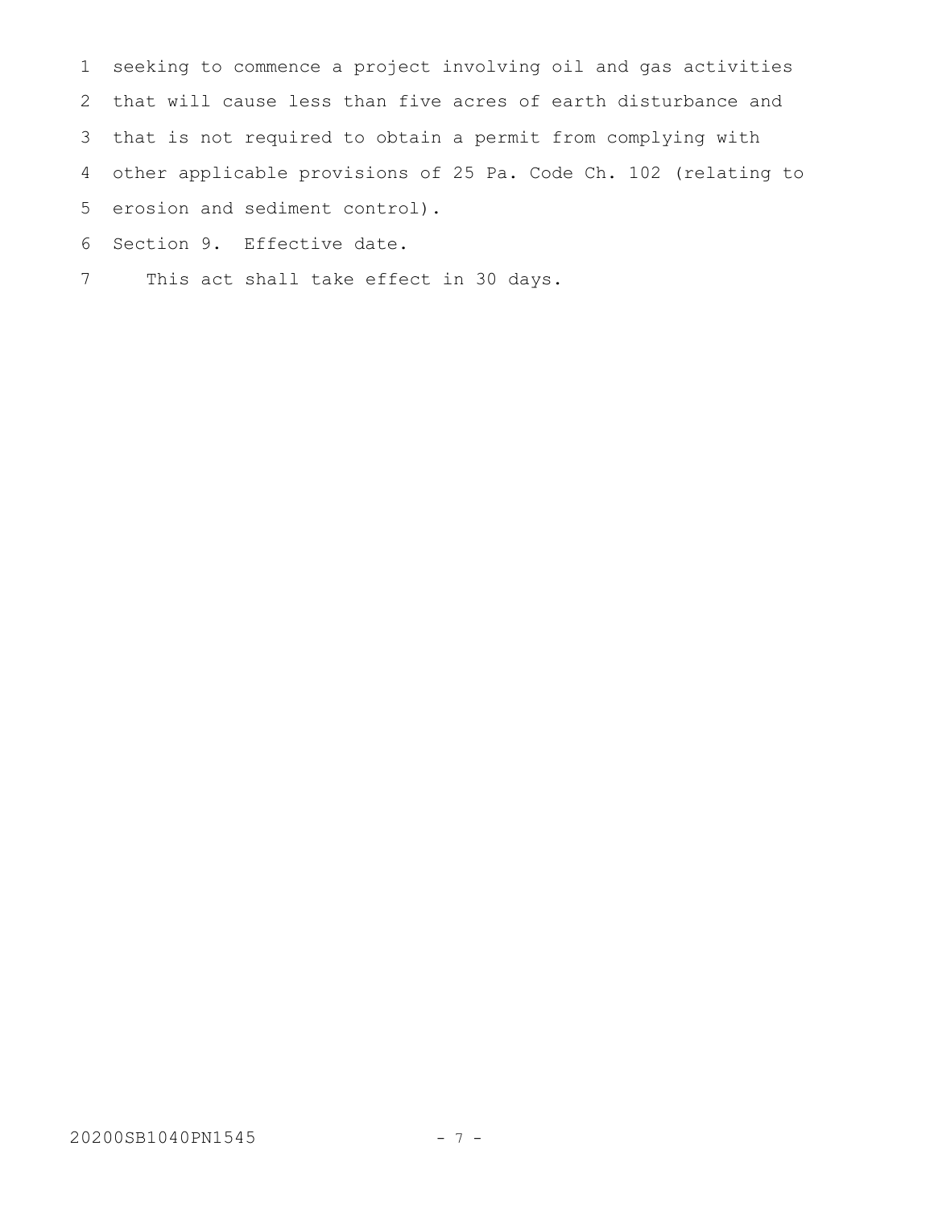seeking to commence a project involving oil and gas activities that will cause less than five acres of earth disturbance and that is not required to obtain a permit from complying with other applicable provisions of 25 Pa. Code Ch. 102 (relating to erosion and sediment control).

Section 9. Effective date.

This act shall take effect in 30 days.